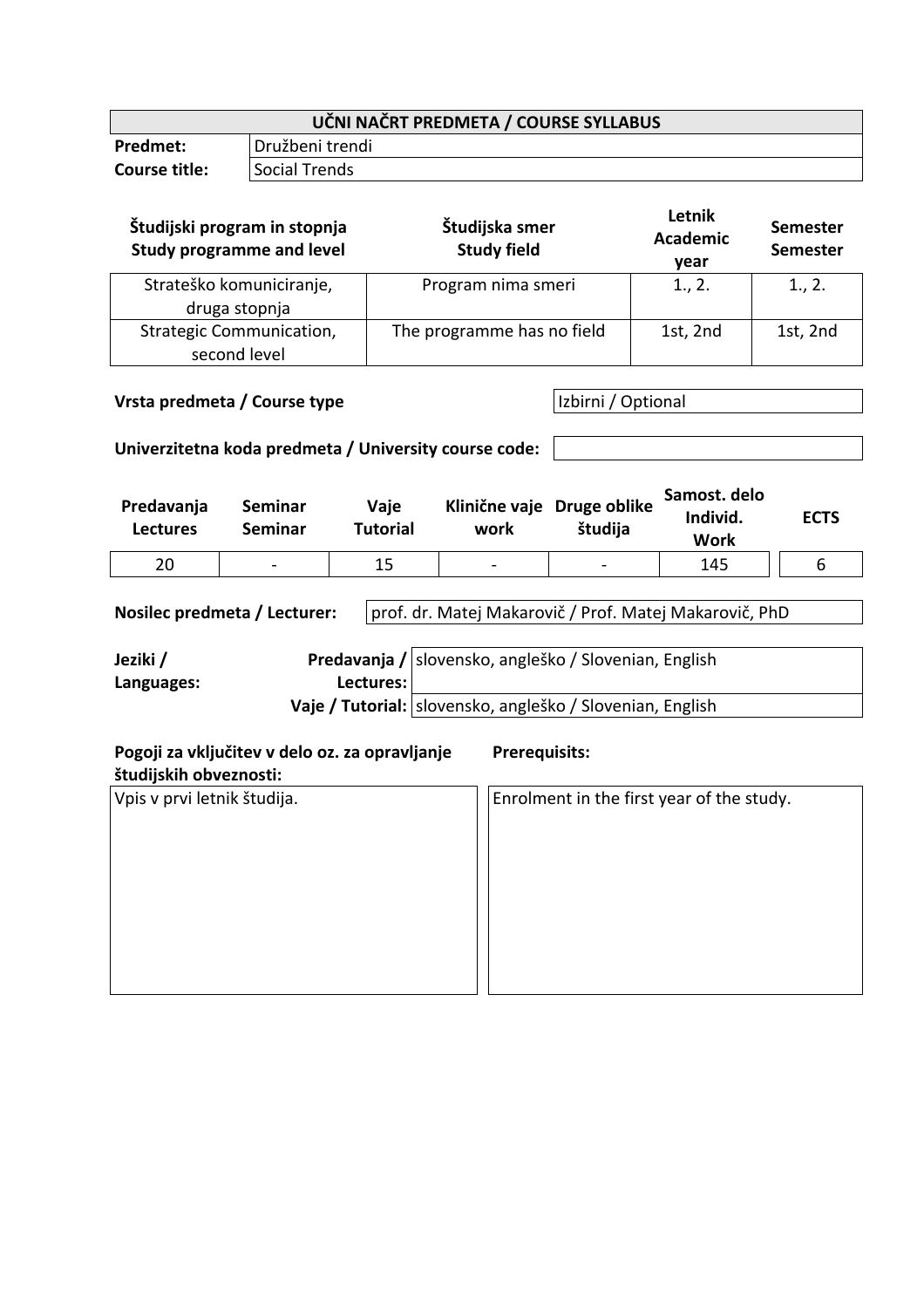| UČNI NAČRT PREDMETA / COURSE SYLLABUS | |
|---|---|
| **Predmet:** | Družbeni trendi |
| **Course title:** | Social Trends |

| Študijski program in stopnja<br>Study programme and level | Študijska smer<br>Study field | Letnik<br>Academic year | Semester<br>Semester |
|---|---|---|---|
| Strateško komuniciranje, druga stopnja | Program nima smeri | 1., 2. | 1., 2. |
| Strategic Communication, second level | The programme has no field | 1st, 2nd | 1st, 2nd |

| | |
|---|---|
| **Vrsta predmeta / Course type** | Izbirni / Optional |
| **Univerzitetna koda predmeta / University course code:** | |

| Predavanja<br>Lectures | Seminar<br>Seminar | Vaje<br>Tutorial | Klinične vaje<br>work | Druge oblike študija | Samost. delo<br>Individ. Work | ECTS |
|---|---|---|---|---|---|---|
| 20 | - | 15 | - | - | 145 | 6 |

| | |
|---|---|
| **Nosilec predmeta / Lecturer:** | prof. dr. Matej Makarovič / Prof. Matej Makarovič, PhD |

| | | |
|---|---|---|
| **Jeziki / Languages:** | **Predavanja / Lectures:** | slovensko, angleško / Slovenian, English |
| | **Vaje / Tutorial:** | slovensko, angleško / Slovenian, English |

| Pogoji za vključitev v delo oz. za opravljanje študijskih obveznosti: | Prerequisits: |
|---|---|
| Vpis v prvi letnik študija. | Enrolment in the first year of the study. |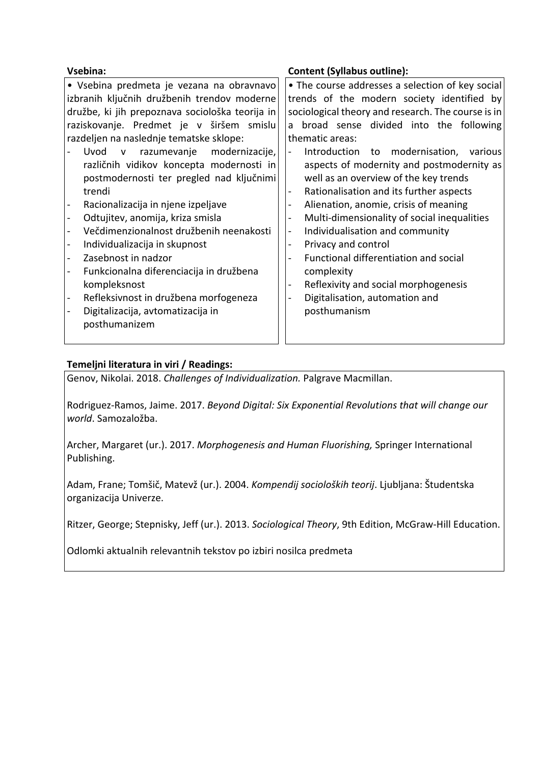| Vsebina: | Content (Syllabus outline): |
| --- | --- |
| • Vsebina predmeta je vezana na obravnavo izbranih ključnih družbenih trendov moderne družbe, ki jih prepoznava sociološka teorija in raziskovanje. Predmet je v širšem smislu razdeljen na naslednje tematske sklope:<br>- Uvod v razumevanje modernizacije, različnih vidikov koncepta modernosti in postmodernosti ter pregled nad ključnimi trendi<br>- Racionalizacija in njene izpeljave<br>- Odtujitev, anomija, kriza smisla<br>- Večdimenzionalnost družbenih neenakosti<br>- Individualizacija in skupnost<br>- Zasebnost in nadzor<br>- Funkcionalna diferenciacija in družbena kompleksnost<br>- Refleksivnost in družbena morfogeneza<br>- Digitalizacija, avtomatizacija in posthumanizem | • The course addresses a selection of key social trends of the modern society identified by sociological theory and research. The course is in a broad sense divided into the following thematic areas:<br>- Introduction to modernisation, various aspects of modernity and postmodernity as well as an overview of the key trends<br>- Rationalisation and its further aspects<br>- Alienation, anomie, crisis of meaning<br>- Multi-dimensionality of social inequalities<br>- Individualisation and community<br>- Privacy and control<br>- Functional differentiation and social complexity<br>- Reflexivity and social morphogenesis<br>- Digitalisation, automation and posthumanism |

**Temeljni literatura in viri / Readings:**

Genov, Nikolai. 2018. *Challenges of Individualization.* Palgrave Macmillan.

Rodriguez-Ramos, Jaime. 2017. *Beyond Digital: Six Exponential Revolutions that will change our world*. Samozaložba.

Archer, Margaret (ur.). 2017. *Morphogenesis and Human Fluorishing,* Springer International Publishing.

Adam, Frane; Tomšič, Matevž (ur.). 2004. *Kompendij socioloških teorij*. Ljubljana: Študentska organizacija Univerze.

Ritzer, George; Stepnisky, Jeff (ur.). 2013. *Sociological Theory*, 9th Edition, McGraw-Hill Education.

Odlomki aktualnih relevantnih tekstov po izbiri nosilca predmeta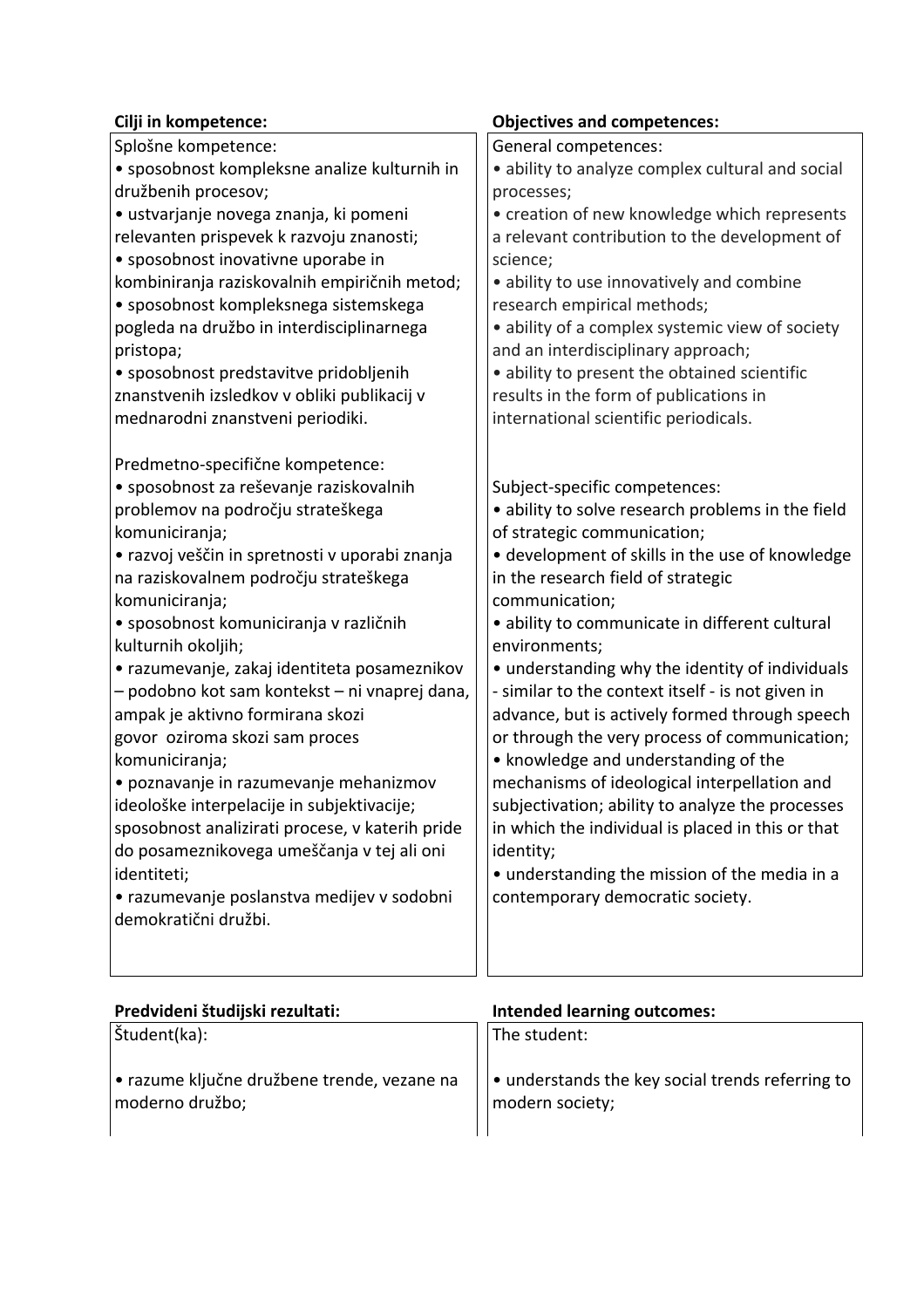| Cilji in kompetence: | Objectives and competences: |
| --- | --- |
| Splošne kompetence:<br>• sposobnost kompleksne analize kulturnih in družbenih procesov;<br>• ustvarjanje novega znanja, ki pomeni relevanten prispevek k razvoju znanosti;<br>• sposobnost inovativne uporabe in kombiniranja raziskovalnih empiričnih metod;<br>• sposobnost kompleksnega sistemskega pogleda na družbo in interdisciplinarnega pristopa;<br>• sposobnost predstavitve pridobljenih znanstvenih izsledkov v obliki publikacij v mednarodni znanstveni periodiki.<br><br>Predmetno-specifične kompetence:<br>• sposobnost za reševanje raziskovalnih problemov na področju strateškega komuniciranja;<br>• razvoj veščin in spretnosti v uporabi znanja na raziskovalnem področju strateškega komuniciranja;<br>• sposobnost komuniciranja v različnih kulturnih okoljih;<br>• razumevanje, zakaj identiteta posameznikov – podobno kot sam kontekst – ni vnaprej dana, ampak je aktivno formirana skozi govor oziroma skozi sam proces komuniciranja;<br>• poznavanje in razumevanje mehanizmov ideološke interpelacije in subjektivacije; sposobnost analizirati procese, v katerih pride do posameznikovega umeščanja v tej ali oni identiteti;<br>• razumevanje poslanstva medijev v sodobni demokratični družbi. | General competences:<br>• ability to analyze complex cultural and social processes;<br>• creation of new knowledge which represents a relevant contribution to the development of science;<br>• ability to use innovatively and combine research empirical methods;<br>• ability of a complex systemic view of society and an interdisciplinary approach;<br>• ability to present the obtained scientific results in the form of publications in international scientific periodicals.<br><br>Subject-specific competences:<br>• ability to solve research problems in the field of strategic communication;<br>• development of skills in the use of knowledge in the research field of strategic communication;<br>• ability to communicate in different cultural environments;<br>• understanding why the identity of individuals - similar to the context itself - is not given in advance, but is actively formed through speech or through the very process of communication;<br>• knowledge and understanding of the mechanisms of ideological interpellation and subjectivation; ability to analyze the processes in which the individual is placed in this or that identity;<br>• understanding the mission of the media in a contemporary democratic society. |

| Predvideni študijski rezultati: | Intended learning outcomes: |
| --- | --- |
| Študent(ka):<br><br>• razume ključne družbene trende, vezane na moderno družbo; | The student:<br><br>• understands the key social trends referring to modern society; |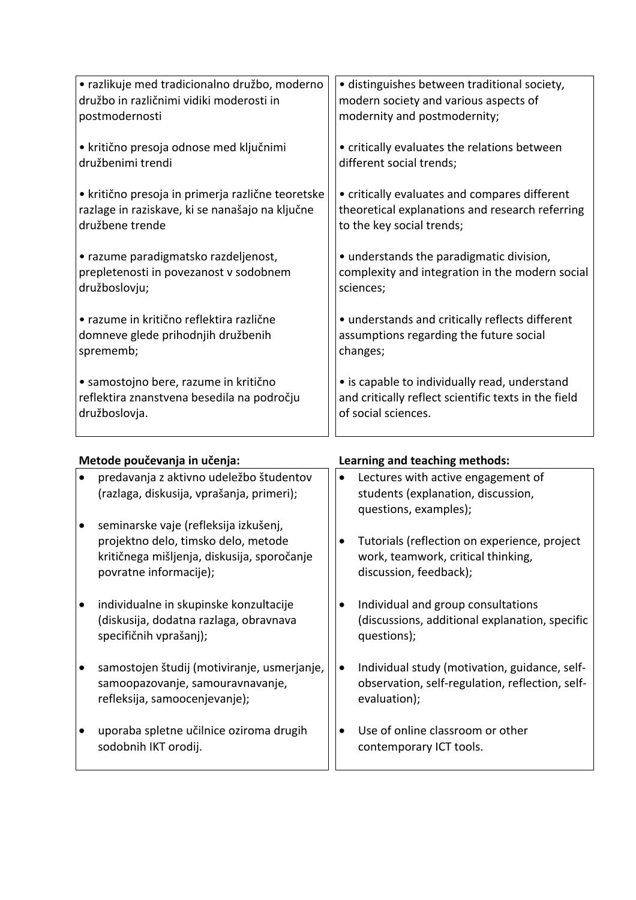| | |
|---|---|
| • razlikuje med tradicionalno družbo, moderno družbo in različnimi vidiki moderosti in postmodernosti<br><br>• kritično presoja odnose med ključnimi družbenimi trendi<br><br>• kritično presoja in primerja različne teoretske razlage in raziskave, ki se nanašajo na ključne družbene trende<br><br>• razume paradigmatsko razdeljenost, prepletenosti in povezanost v sodobnem družboslovju;<br><br>• razume in kritično reflektira različne domneve glede prihodnjih družbenih sprememb;<br><br>• samostojno bere, razume in kritično reflektira znanstvena besedila na področju družboslovja. | • distinguishes between traditional society, modern society and various aspects of modernity and postmodernity;<br><br>• critically evaluates the relations between different social trends;<br><br>• critically evaluates and compares different theoretical explanations and research referring to the key social trends;<br><br>• understands the paradigmatic division, complexity and integration in the modern social sciences;<br><br>• understands and critically reflects different assumptions regarding the future social changes;<br><br>• is capable to individually read, understand and critically reflect scientific texts in the field of social sciences. |

| **Metode poučevanja in učenja:** | **Learning and teaching methods:** |
|---|---|
| • predavanja z aktivno udeležbo študentov (razlaga, diskusija, vprašanja, primeri);<br><br>• seminarske vaje (refleksija izkušenj, projektno delo, timsko delo, metode kritičnega mišljenja, diskusija, sporočanje povratne informacije);<br><br>• individualne in skupinske konzultacije (diskusija, dodatna razlaga, obravnava specifičnih vprašanj);<br><br>• samostojen študij (motiviranje, usmerjanje, samoopazovanje, samouravnavanje, refleksija, samoocenjevanje);<br><br>• uporaba spletne učilnice oziroma drugih sodobnih IKT orodij. | • Lectures with active engagement of students (explanation, discussion, questions, examples);<br><br>• Tutorials (reflection on experience, project work, teamwork, critical thinking, discussion, feedback);<br><br>• Individual and group consultations (discussions, additional explanation, specific questions);<br><br>• Individual study (motivation, guidance, self-observation, self-regulation, reflection, self-evaluation);<br><br>• Use of online classroom or other contemporary ICT tools. |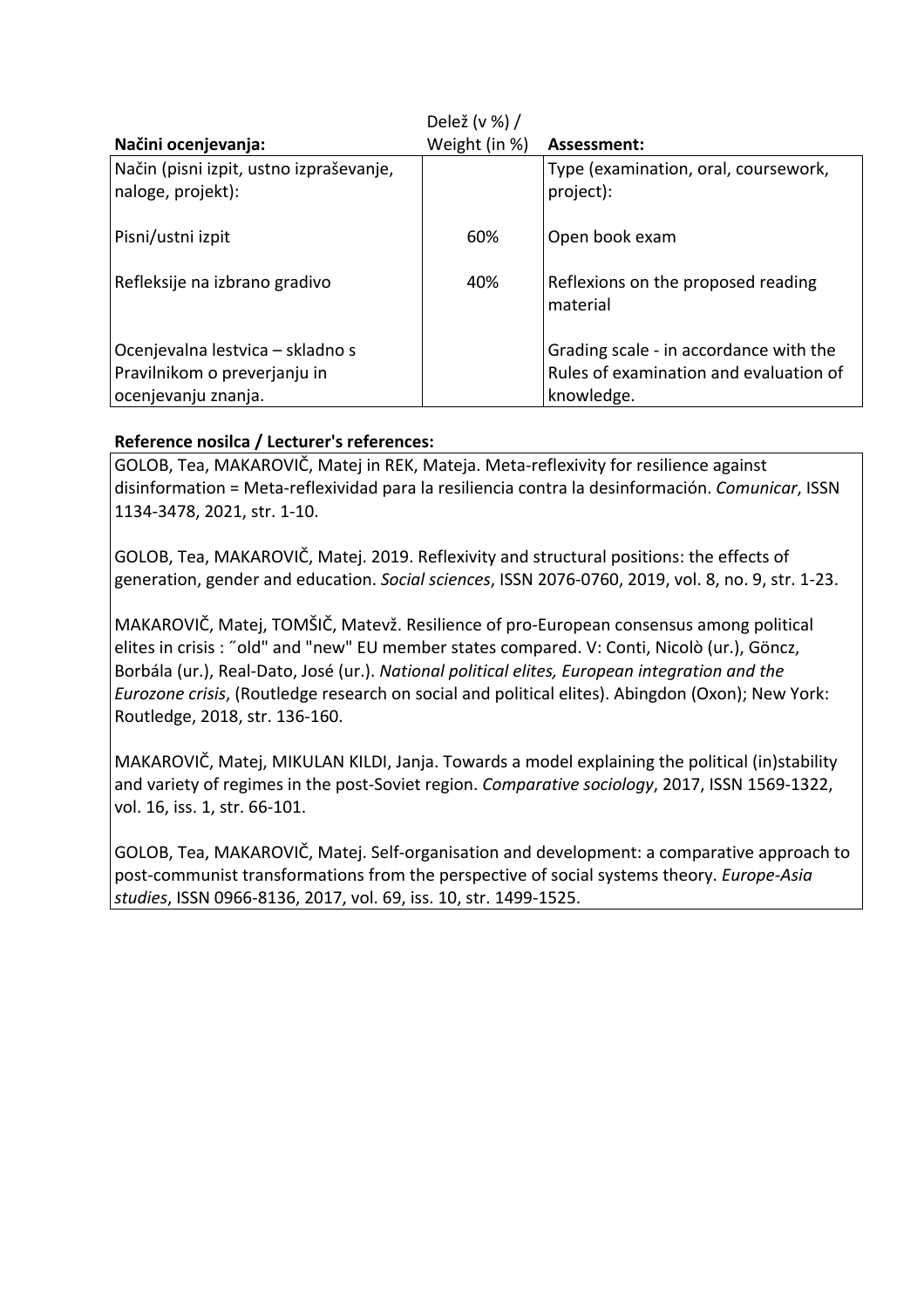| Načini ocenjevanja: | Delež (v %) / Weight (in %) | Assessment: |
|---|---|---|
| Način (pisni izpit, ustno izpraševanje, naloge, projekt): | | Type (examination, oral, coursework, project): |
| Pisni/ustni izpit | 60% | Open book exam |
| Refleksije na izbrano gradivo | 40% | Reflexions on the proposed reading material |
| Ocenjevalna lestvica – skladno s Pravilnikom o preverjanju in ocenjevanju znanja. | | Grading scale - in accordance with the Rules of examination and evaluation of knowledge. |

**Reference nosilca / Lecturer's references:**

GOLOB, Tea, MAKAROVIČ, Matej in REK, Mateja. Meta-reflexivity for resilience against disinformation = Meta-reflexividad para la resiliencia contra la desinformación. *Comunicar*, ISSN 1134-3478, 2021, str. 1-10.

GOLOB, Tea, MAKAROVIČ, Matej. 2019. Reflexivity and structural positions: the effects of generation, gender and education. *Social sciences*, ISSN 2076-0760, 2019, vol. 8, no. 9, str. 1-23.

MAKAROVIČ, Matej, TOMŠIČ, Matevž. Resilience of pro-European consensus among political elites in crisis : ˝old" and "new" EU member states compared. V: Conti, Nicolò (ur.), Göncz, Borbála (ur.), Real-Dato, José (ur.). *National political elites, European integration and the Eurozone crisis*, (Routledge research on social and political elites). Abingdon (Oxon); New York: Routledge, 2018, str. 136-160.

MAKAROVIČ, Matej, MIKULAN KILDI, Janja. Towards a model explaining the political (in)stability and variety of regimes in the post-Soviet region. *Comparative sociology*, 2017, ISSN 1569-1322, vol. 16, iss. 1, str. 66-101.

GOLOB, Tea, MAKAROVIČ, Matej. Self-organisation and development: a comparative approach to post-communist transformations from the perspective of social systems theory. *Europe-Asia studies*, ISSN 0966-8136, 2017, vol. 69, iss. 10, str. 1499-1525.